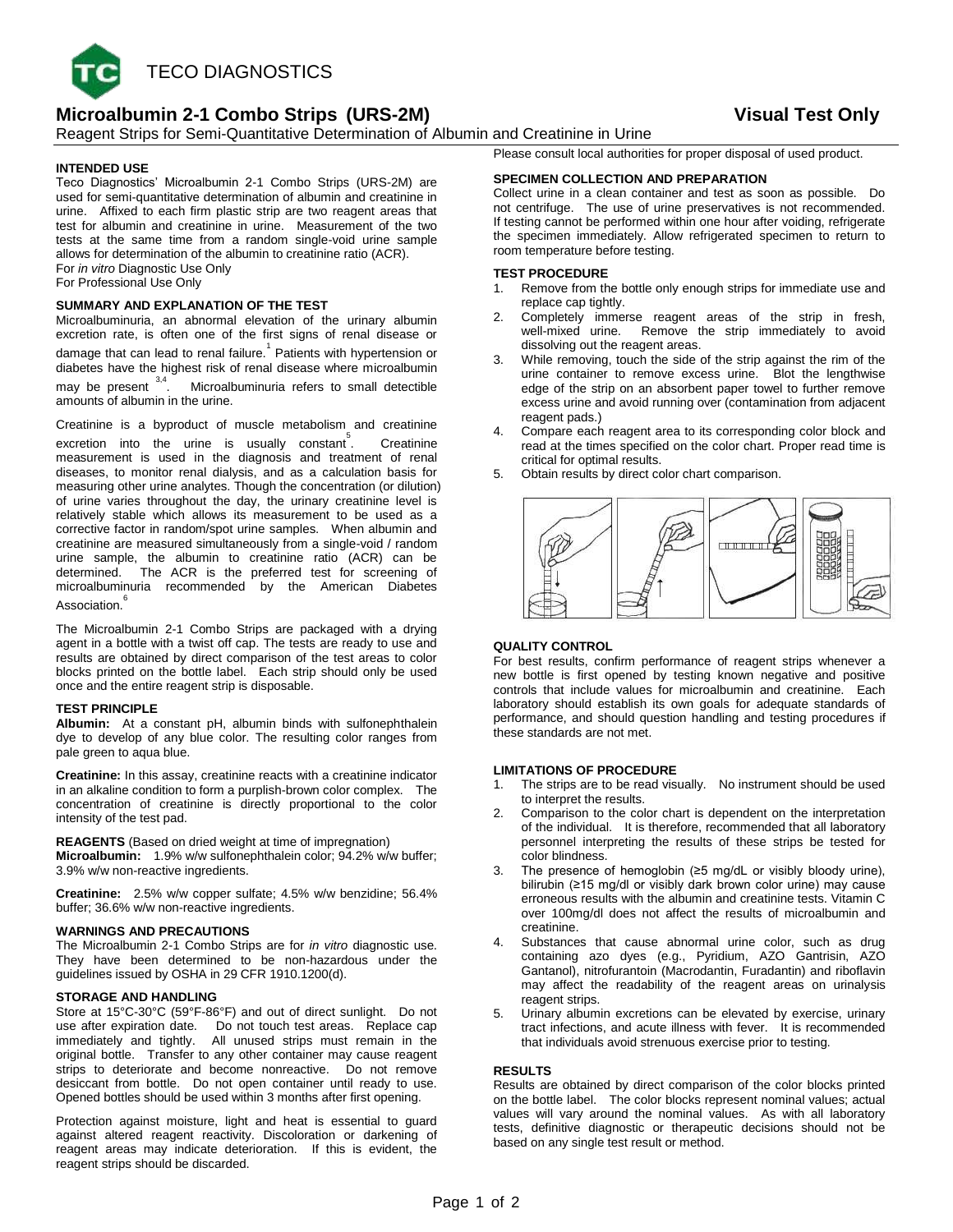TECO DIAGNOSTICS

# Microalbumin 2-1 Combo Strips (URS-2M) — Visual Test Only

Reagent Strips for Semi-Quantitative Determination of Albumin and Creatinine in Urine

## INTENDED USE

Teco Diagnostics' Microalbumin 2-1 Combo Strips (URS-2M) are used for semi-quantitative determination of albumin and creatinine in urine. Affixed to each firm plastic strip are two reagent areas that test for albumin and creatinine in urine. Measurement of the two tests at the same time from a random single-void urine sample allows for determination of the albumin to creatinine ratio (ACR).
For *in vitro* Diagnostic Use Only
For Professional Use Only

## SUMMARY AND EXPLANATION OF THE TEST

Microalbuminuria, an abnormal elevation of the urinary albumin excretion rate, is often one of the first signs of renal disease or damage that can lead to renal failure.[1] Patients with hypertension or diabetes have the highest risk of renal disease where microalbumin may be present[3,4]. Microalbuminuria refers to small detectible amounts of albumin in the urine.

Creatinine is a byproduct of muscle metabolism and creatinine excretion into the urine is usually constant[5]. Creatinine measurement is used in the diagnosis and treatment of renal diseases, to monitor renal dialysis, and as a calculation basis for measuring other urine analytes. Though the concentration (or dilution) of urine varies throughout the day, the urinary creatinine level is relatively stable which allows its measurement to be used as a corrective factor in random/spot urine samples. When albumin and creatinine are measured simultaneously from a single-void / random urine sample, the albumin to creatinine ratio (ACR) can be determined. The ACR is the preferred test for screening of microalbuminuria recommended by the American Diabetes Association.[6]

The Microalbumin 2-1 Combo Strips are packaged with a drying agent in a bottle with a twist off cap. The tests are ready to use and results are obtained by direct comparison of the test areas to color blocks printed on the bottle label. Each strip should only be used once and the entire reagent strip is disposable.

## TEST PRINCIPLE

**Albumin:** At a constant pH, albumin binds with sulfonephthalein dye to develop of any blue color. The resulting color ranges from pale green to aqua blue.

**Creatinine:** In this assay, creatinine reacts with a creatinine indicator in an alkaline condition to form a purplish-brown color complex. The concentration of creatinine is directly proportional to the color intensity of the test pad.

## REAGENTS (Based on dried weight at time of impregnation)

**Microalbumin:** 1.9% w/w sulfonephthalein color; 94.2% w/w buffer; 3.9% w/w non-reactive ingredients.

**Creatinine:** 2.5% w/w copper sulfate; 4.5% w/w benzidine; 56.4% buffer; 36.6% w/w non-reactive ingredients.

## WARNINGS AND PRECAUTIONS

The Microalbumin 2-1 Combo Strips are for *in vitro* diagnostic use. They have been determined to be non-hazardous under the guidelines issued by OSHA in 29 CFR 1910.1200(d).

## STORAGE AND HANDLING

Store at 15°C-30°C (59°F-86°F) and out of direct sunlight. Do not use after expiration date. Do not touch test areas. Replace cap immediately and tightly. All unused strips must remain in the original bottle. Transfer to any other container may cause reagent strips to deteriorate and become nonreactive. Do not remove desiccant from bottle. Do not open container until ready to use. Opened bottles should be used within 3 months after first opening.

Protection against moisture, light and heat is essential to guard against altered reagent reactivity. Discoloration or darkening of reagent areas may indicate deterioration. If this is evident, the reagent strips should be discarded.

Please consult local authorities for proper disposal of used product.

## SPECIMEN COLLECTION AND PREPARATION

Collect urine in a clean container and test as soon as possible. Do not centrifuge. The use of urine preservatives is not recommended. If testing cannot be performed within one hour after voiding, refrigerate the specimen immediately. Allow refrigerated specimen to return to room temperature before testing.

## TEST PROCEDURE

1. Remove from the bottle only enough strips for immediate use and replace cap tightly.
2. Completely immerse reagent areas of the strip in fresh, well-mixed urine. Remove the strip immediately to avoid dissolving out the reagent areas.
3. While removing, touch the side of the strip against the rim of the urine container to remove excess urine. Blot the lengthwise edge of the strip on an absorbent paper towel to further remove excess urine and avoid running over (contamination from adjacent reagent pads.)
4. Compare each reagent area to its corresponding color block and read at the times specified on the color chart. Proper read time is critical for optimal results.
5. Obtain results by direct color chart comparison.

## QUALITY CONTROL

For best results, confirm performance of reagent strips whenever a new bottle is first opened by testing known negative and positive controls that include values for microalbumin and creatinine. Each laboratory should establish its own goals for adequate standards of performance, and should question handling and testing procedures if these standards are not met.

## LIMITATIONS OF PROCEDURE

1. The strips are to be read visually. No instrument should be used to interpret the results.
2. Comparison to the color chart is dependent on the interpretation of the individual. It is therefore, recommended that all laboratory personnel interpreting the results of these strips be tested for color blindness.
3. The presence of hemoglobin (≥5 mg/dL or visibly bloody urine), bilirubin (≥15 mg/dl or visibly dark brown color urine) may cause erroneous results with the albumin and creatinine tests. Vitamin C over 100mg/dl does not affect the results of microalbumin and creatinine.
4. Substances that cause abnormal urine color, such as drug containing azo dyes (e.g., Pyridium, AZO Gantrisin, AZO Gantanol), nitrofurantoin (Macrodantin, Furadantin) and riboflavin may affect the readability of the reagent areas on urinalysis reagent strips.
5. Urinary albumin excretions can be elevated by exercise, urinary tract infections, and acute illness with fever. It is recommended that individuals avoid strenuous exercise prior to testing.

## RESULTS

Results are obtained by direct comparison of the color blocks printed on the bottle label. The color blocks represent nominal values; actual values will vary around the nominal values. As with all laboratory tests, definitive diagnostic or therapeutic decisions should not be based on any single test result or method.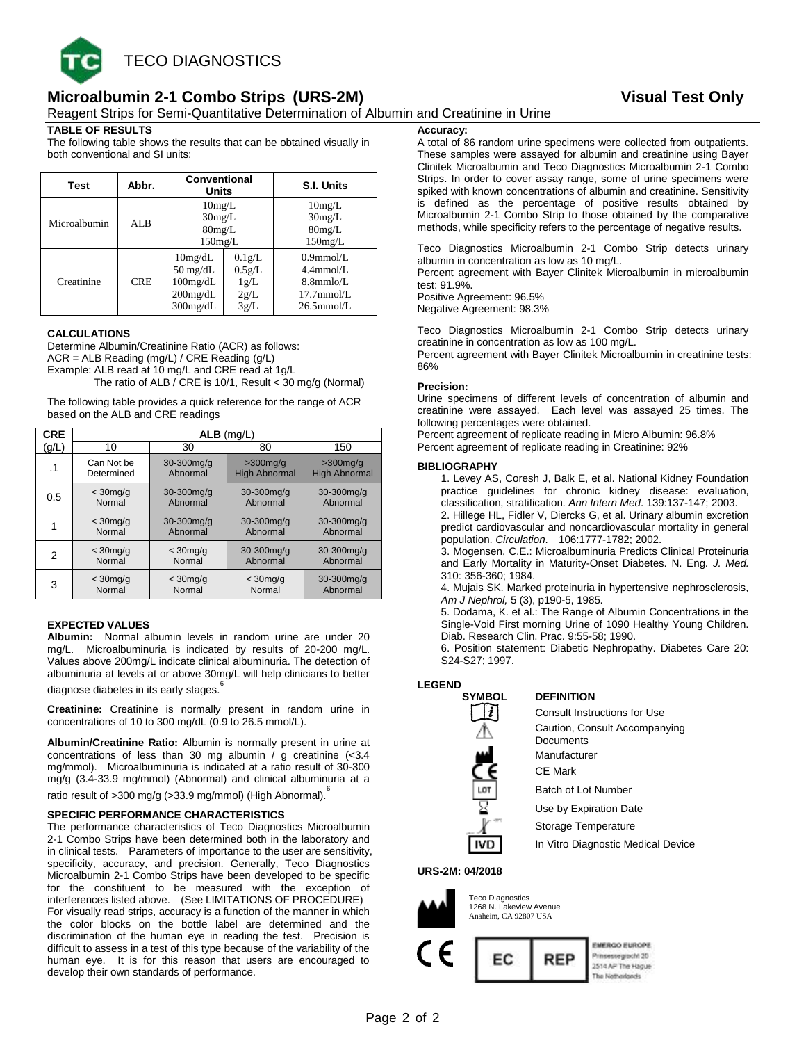TECO DIAGNOSTICS

# Microalbumin 2-1 Combo Strips (URS-2M)

**Visual Test Only**

Reagent Strips for Semi-Quantitative Determination of Albumin and Creatinine in Urine

## TABLE OF RESULTS

The following table shows the results that can be obtained visually in both conventional and SI units:

| Test | Abbr. | Conventional Units | | S.I. Units |
|---|---|---|---|---|
| Microalbumin | ALB | 10mg/L<br>30mg/L<br>80mg/L<br>150mg/L | | 10mg/L<br>30mg/L<br>80mg/L<br>150mg/L |
| Creatinine | CRE | 10mg/dL<br>50 mg/dL<br>100mg/dL<br>200mg/dL<br>300mg/dL | 0.1g/L<br>0.5g/L<br>1g/L<br>2g/L<br>3g/L | 0.9mmol/L<br>4.4mmol/L<br>8.8mmlo/L<br>17.7mmol/L<br>26.5mmol/L |

## CALCULATIONS

Determine Albumin/Creatinine Ratio (ACR) as follows:

ACR = ALB Reading (mg/L) / CRE Reading (g/L)

Example: ALB read at 10 mg/L and CRE read at 1g/L

The ratio of ALB / CRE is 10/1, Result < 30 mg/g (Normal)

The following table provides a quick reference for the range of ACR based on the ALB and CRE readings

| CRE | ALB (mg/L) | | | |
|---|---|---|---|---|
| (g/L) | 10 | 30 | 80 | 150 |
| .1 | Can Not be Determined | 30-300mg/g Abnormal | >300mg/g High Abnormal | >300mg/g High Abnormal |
| 0.5 | < 30mg/g Normal | 30-300mg/g Abnormal | 30-300mg/g Abnormal | 30-300mg/g Abnormal |
| 1 | < 30mg/g Normal | 30-300mg/g Abnormal | 30-300mg/g Abnormal | 30-300mg/g Abnormal |
| 2 | < 30mg/g Normal | < 30mg/g Normal | 30-300mg/g Abnormal | 30-300mg/g Abnormal |
| 3 | < 30mg/g Normal | < 30mg/g Normal | < 30mg/g Normal | 30-300mg/g Abnormal |

## EXPECTED VALUES

**Albumin:** Normal albumin levels in random urine are under 20 mg/L. Microalbuminuria is indicated by results of 20-200 mg/L. Values above 200mg/L indicate clinical albuminuria. The detection of albuminuria at levels at or above 30mg/L will help clinicians to better diagnose diabetes in its early stages.[6]

**Creatinine:** Creatinine is normally present in random urine in concentrations of 10 to 300 mg/dL (0.9 to 26.5 mmol/L).

**Albumin/Creatinine Ratio:** Albumin is normally present in urine at concentrations of less than 30 mg albumin / g creatinine (<3.4 mg/mmol). Microalbuminuria is indicated at a ratio result of 30-300 mg/g (3.4-33.9 mg/mmol) (Abnormal) and clinical albuminuria at a ratio result of >300 mg/g (>33.9 mg/mmol) (High Abnormal).[6]

## SPECIFIC PERFORMANCE CHARACTERISTICS

The performance characteristics of Teco Diagnostics Microalbumin 2-1 Combo Strips have been determined both in the laboratory and in clinical tests. Parameters of importance to the user are sensitivity, specificity, accuracy, and precision. Generally, Teco Diagnostics Microalbumin 2-1 Combo Strips have been developed to be specific for the constituent to be measured with the exception of interferences listed above. (See LIMITATIONS OF PROCEDURE)

For visually read strips, accuracy is a function of the manner in which the color blocks on the bottle label are determined and the discrimination of the human eye in reading the test. Precision is difficult to assess in a test of this type because of the variability of the human eye. It is for this reason that users are encouraged to develop their own standards of performance.

**Accuracy:**

A total of 86 random urine specimens were collected from outpatients. These samples were assayed for albumin and creatinine using Bayer Clinitek Microalbumin and Teco Diagnostics Microalbumin 2-1 Combo Strips. In order to cover assay range, some of urine specimens were spiked with known concentrations of albumin and creatinine. Sensitivity is defined as the percentage of positive results obtained by Microalbumin 2-1 Combo Strip to those obtained by the comparative methods, while specificity refers to the percentage of negative results.

Teco Diagnostics Microalbumin 2-1 Combo Strip detects urinary albumin in concentration as low as 10 mg/L.

Percent agreement with Bayer Clinitek Microalbumin in microalbumin test: 91.9%.

Positive Agreement: 96.5%

Negative Agreement: 98.3%

Teco Diagnostics Microalbumin 2-1 Combo Strip detects urinary creatinine in concentration as low as 100 mg/L.

Percent agreement with Bayer Clinitek Microalbumin in creatinine tests: 86%

**Precision:**

Urine specimens of different levels of concentration of albumin and creatinine were assayed. Each level was assayed 25 times. The following percentages were obtained.

Percent agreement of replicate reading in Micro Albumin: 96.8%

Percent agreement of replicate reading in Creatinine: 92%

## BIBLIOGRAPHY

1. Levey AS, Coresh J, Balk E, et al. National Kidney Foundation practice guidelines for chronic kidney disease: evaluation, classification, stratification. *Ann Intern Med*. 139:137-147; 2003.
2. Hillege HL, Fidler V, Diercks G, et al. Urinary albumin excretion predict cardiovascular and noncardiovascular mortality in general population. *Circulation*. 106:1777-1782; 2002.
3. Mogensen, C.E.: Microalbuminuria Predicts Clinical Proteinuria and Early Mortality in Maturity-Onset Diabetes. N. Eng. *J. Med.* 310: 356-360; 1984.
4. Mujais SK. Marked proteinuria in hypertensive nephrosclerosis, *Am J Nephrol,* 5 (3), p190-5, 1985.
5. Dodama, K. et al.: The Range of Albumin Concentrations in the Single-Void First morning Urine of 1090 Healthy Young Children. Diab. Research Clin. Prac. 9:55-58; 1990.
6. Position statement: Diabetic Nephropathy. Diabetes Care 20: S24-S27; 1997.

## LEGEND

| SYMBOL | DEFINITION |
|---|---|
| | Consult Instructions for Use |
| | Caution, Consult Accompanying Documents |
| | Manufacturer |
| CE | CE Mark |
| LOT | Batch of Lot Number |
| | Use by Expiration Date |
| | Storage Temperature |
| IVD | In Vitro Diagnostic Medical Device |

**URS-2M: 04/2018**

Teco Diagnostics
1268 N. Lakeview Avenue
Anaheim, CA 92807 USA

CE

EC REP

EMERGO EUROPE
Prinsessegracht 20
2514 AP The Hague
The Netherlands